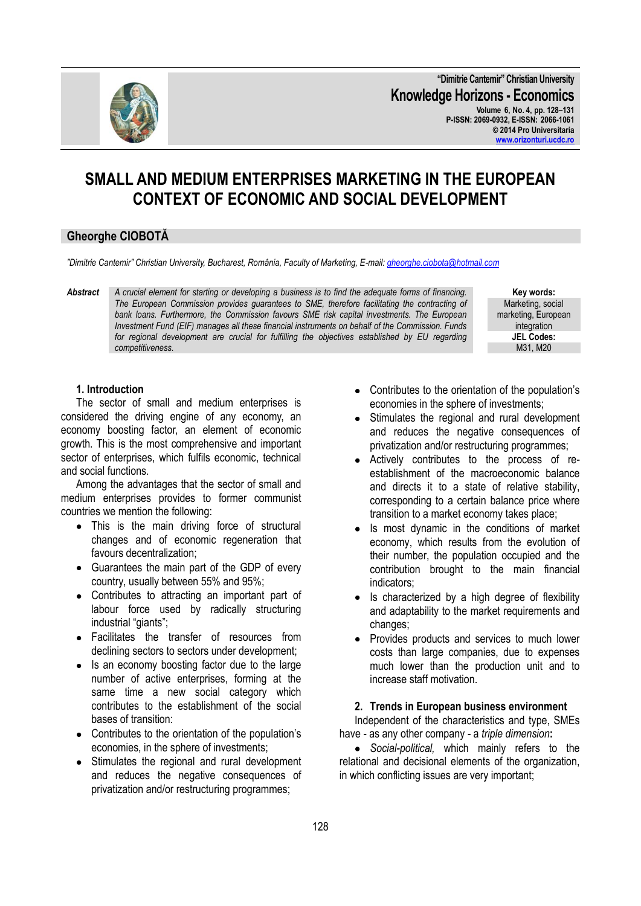# SMALL AND MEDIUM ENTERPRISES MARKETING IN THE EUROPEAN CONTEXT OF ECONOMIC AND SOCIAL DEVELOPMENT

## Gheorghe CIOBOTĂ

*"Dimitrie Cantemir" Christian University, Bucharest, România, Faculty of Marketing, E-mail: gheorghe.ciobota@hotmail.com*

**Abstract** *A crucial element for starting or developing a business is to find the adequate forms of financing. The European Commission provides guarantees to SME, therefore facilitating the contracting of bank loans. Furthermore, the Commission favours SME risk capital investments. The European Investment Fund (EIF) manages all these financial instruments on behalf of the Commission. Funds for regional development are crucial for fulfilling the objectives established by EU regarding competitiveness.*

**Key words:** Marketing, social marketing, European integration

**JEL Codes:** M31, M20

### 1. Introduction

The sector of small and medium enterprises is considered the driving engine of any economy, an economy boosting factor, an element of economic growth. This is the most comprehensive and important sector of enterprises, which fulfils economic, technical and social functions.

Among the advantages that the sector of small and medium enterprises provides to former communist countries we mention the following:

- This is the main driving force of structural changes and of economic regeneration that favours decentralization;
- Guarantees the main part of the GDP of every country, usually between 55% and 95%;
- Contributes to attracting an important part of labour force used by radically structuring industrial "giants";
- Facilitates the transfer of resources from declining sectors to sectors under development;
- Is an economy boosting factor due to the large number of active enterprises, forming at the same time a new social category which contributes to the establishment of the social bases of transition:
- Contributes to the orientation of the population's economies, in the sphere of investments;
- Stimulates the regional and rural development and reduces the negative consequences of privatization and/or restructuring programmes;
- Contributes to the orientation of the population's economies in the sphere of investments;
- Stimulates the regional and rural development and reduces the negative consequences of privatization and/or restructuring programmes;
- Actively contributes to the process of re-establishment of the macroeconomic balance and directs it to a state of relative stability, corresponding to a certain balance price where transition to a market economy takes place;
- Is most dynamic in the conditions of market economy, which results from the evolution of their number, the population occupied and the contribution brought to the main financial indicators;
- Is characterized by a high degree of flexibility and adaptability to the market requirements and changes;
- Provides products and services to much lower costs than large companies, due to expenses much lower than the production unit and to increase staff motivation.

### 2. Trends in European business environment

Independent of the characteristics and type, SMEs have - as any other company - a *triple dimension***:**

- *Social-political,* which mainly refers to the relational and decisional elements of the organization, in which conflicting issues are very important;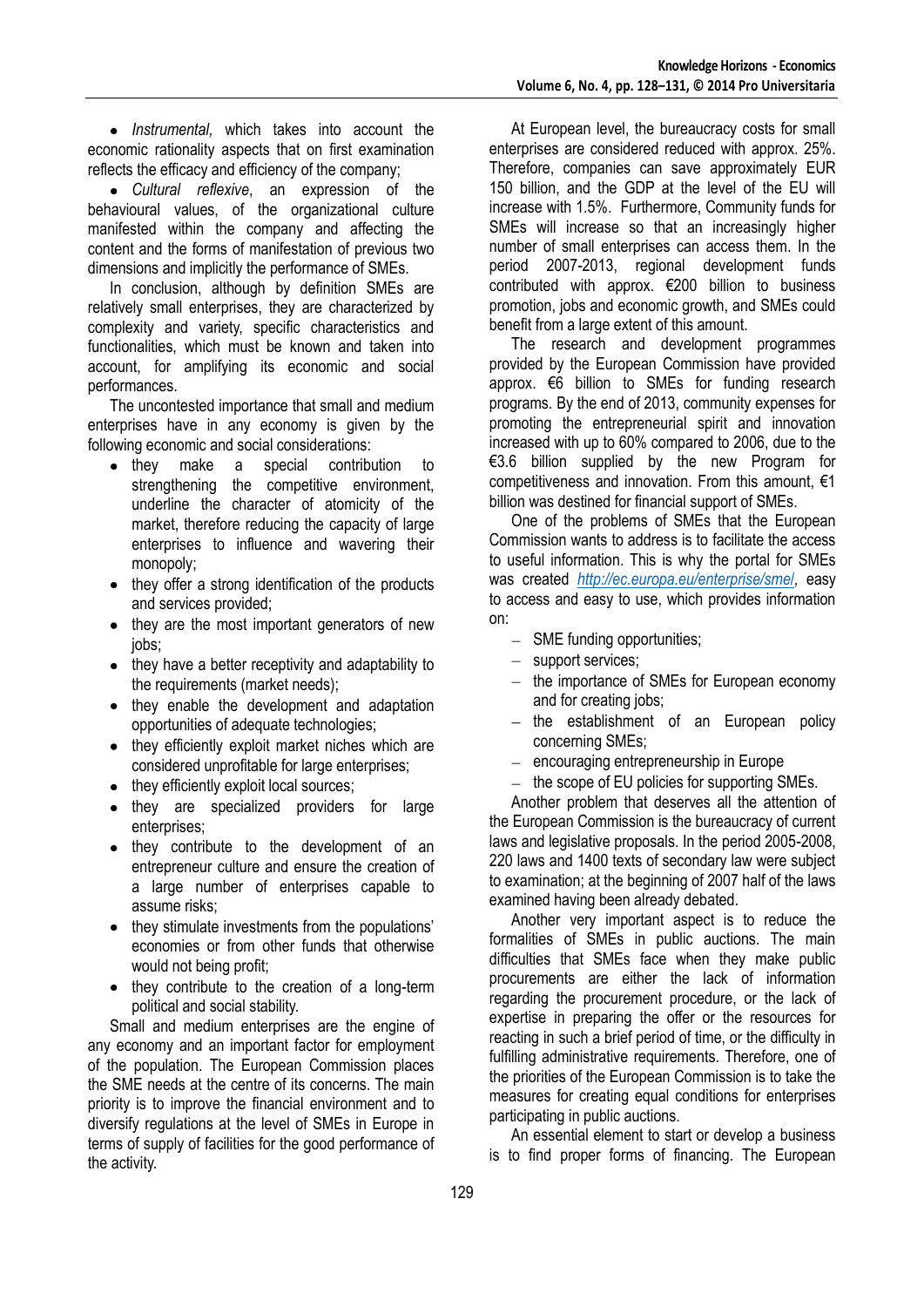- *Instrumental,* which takes into account the economic rationality aspects that on first examination reflects the efficacy and efficiency of the company;
- *Cultural reflexive*, an expression of the behavioural values, of the organizational culture manifested within the company and affecting the content and the forms of manifestation of previous two dimensions and implicitly the performance of SMEs.

In conclusion, although by definition SMEs are relatively small enterprises, they are characterized by complexity and variety, specific characteristics and functionalities, which must be known and taken into account, for amplifying its economic and social performances.

The uncontested importance that small and medium enterprises have in any economy is given by the following economic and social considerations:

- they make a special contribution to strengthening the competitive environment, underline the character of atomicity of the market, therefore reducing the capacity of large enterprises to influence and wavering their monopoly;
- they offer a strong identification of the products and services provided;
- they are the most important generators of new jobs;
- they have a better receptivity and adaptability to the requirements (market needs);
- they enable the development and adaptation opportunities of adequate technologies;
- they efficiently exploit market niches which are considered unprofitable for large enterprises;
- they efficiently exploit local sources;
- they are specialized providers for large enterprises;
- they contribute to the development of an entrepreneur culture and ensure the creation of a large number of enterprises capable to assume risks;
- they stimulate investments from the populations' economies or from other funds that otherwise would not being profit;
- they contribute to the creation of a long-term political and social stability.

Small and medium enterprises are the engine of any economy and an important factor for employment of the population. The European Commission places the SME needs at the centre of its concerns. The main priority is to improve the financial environment and to diversify regulations at the level of SMEs in Europe in terms of supply of facilities for the good performance of the activity.

At European level, the bureaucracy costs for small enterprises are considered reduced with approx. 25%. Therefore, companies can save approximately EUR 150 billion, and the GDP at the level of the EU will increase with 1.5%. Furthermore, Community funds for SMEs will increase so that an increasingly higher number of small enterprises can access them. In the period 2007-2013, regional development funds contributed with approx. €200 billion to business promotion, jobs and economic growth, and SMEs could benefit from a large extent of this amount.

The research and development programmes provided by the European Commission have provided approx. €6 billion to SMEs for funding research programs. By the end of 2013, community expenses for promoting the entrepreneurial spirit and innovation increased with up to 60% compared to 2006, due to the €3.6 billion supplied by the new Program for competitiveness and innovation. From this amount, €1 billion was destined for financial support of SMEs.

One of the problems of SMEs that the European Commission wants to address is to facilitate the access to useful information. This is why the portal for SMEs was created *http://ec.europa.eu/enterprise/sme/*, easy to access and easy to use, which provides information on:

- SME funding opportunities;
- support services;
- the importance of SMEs for European economy and for creating jobs;
- the establishment of an European policy concerning SMEs;
- encouraging entrepreneurship in Europe
- the scope of EU policies for supporting SMEs.

Another problem that deserves all the attention of the European Commission is the bureaucracy of current laws and legislative proposals. In the period 2005-2008, 220 laws and 1400 texts of secondary law were subject to examination; at the beginning of 2007 half of the laws examined having been already debated.

Another very important aspect is to reduce the formalities of SMEs in public auctions. The main difficulties that SMEs face when they make public procurements are either the lack of information regarding the procurement procedure, or the lack of expertise in preparing the offer or the resources for reacting in such a brief period of time, or the difficulty in fulfilling administrative requirements. Therefore, one of the priorities of the European Commission is to take the measures for creating equal conditions for enterprises participating in public auctions.

An essential element to start or develop a business is to find proper forms of financing. The European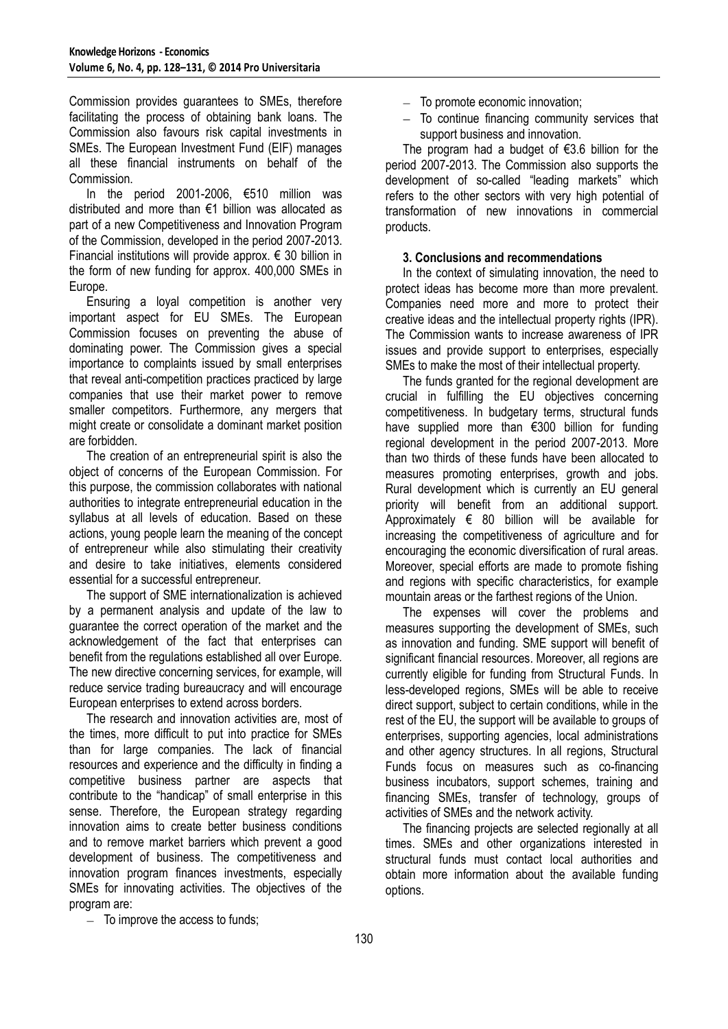Commission provides guarantees to SMEs, therefore facilitating the process of obtaining bank loans. The Commission also favours risk capital investments in SMEs. The European Investment Fund (EIF) manages all these financial instruments on behalf of the Commission.

In the period 2001-2006, €510 million was distributed and more than €1 billion was allocated as part of a new Competitiveness and Innovation Program of the Commission, developed in the period 2007-2013. Financial institutions will provide approx. € 30 billion in the form of new funding for approx. 400,000 SMEs in Europe.

Ensuring a loyal competition is another very important aspect for EU SMEs. The European Commission focuses on preventing the abuse of dominating power. The Commission gives a special importance to complaints issued by small enterprises that reveal anti-competition practices practiced by large companies that use their market power to remove smaller competitors. Furthermore, any mergers that might create or consolidate a dominant market position are forbidden.

The creation of an entrepreneurial spirit is also the object of concerns of the European Commission. For this purpose, the commission collaborates with national authorities to integrate entrepreneurial education in the syllabus at all levels of education. Based on these actions, young people learn the meaning of the concept of entrepreneur while also stimulating their creativity and desire to take initiatives, elements considered essential for a successful entrepreneur.

The support of SME internationalization is achieved by a permanent analysis and update of the law to guarantee the correct operation of the market and the acknowledgement of the fact that enterprises can benefit from the regulations established all over Europe. The new directive concerning services, for example, will reduce service trading bureaucracy and will encourage European enterprises to extend across borders.

The research and innovation activities are, most of the times, more difficult to put into practice for SMEs than for large companies. The lack of financial resources and experience and the difficulty in finding a competitive business partner are aspects that contribute to the "handicap" of small enterprise in this sense. Therefore, the European strategy regarding innovation aims to create better business conditions and to remove market barriers which prevent a good development of business. The competitiveness and innovation program finances investments, especially SMEs for innovating activities. The objectives of the program are:

- To improve the access to funds;
- To promote economic innovation;
- To continue financing community services that support business and innovation.

The program had a budget of €3.6 billion for the period 2007-2013. The Commission also supports the development of so-called "leading markets" which refers to the other sectors with very high potential of transformation of new innovations in commercial products.

### 3. Conclusions and recommendations

In the context of simulating innovation, the need to protect ideas has become more than more prevalent. Companies need more and more to protect their creative ideas and the intellectual property rights (IPR). The Commission wants to increase awareness of IPR issues and provide support to enterprises, especially SMEs to make the most of their intellectual property.

The funds granted for the regional development are crucial in fulfilling the EU objectives concerning competitiveness. In budgetary terms, structural funds have supplied more than €300 billion for funding regional development in the period 2007-2013. More than two thirds of these funds have been allocated to measures promoting enterprises, growth and jobs. Rural development which is currently an EU general priority will benefit from an additional support. Approximately € 80 billion will be available for increasing the competitiveness of agriculture and for encouraging the economic diversification of rural areas. Moreover, special efforts are made to promote fishing and regions with specific characteristics, for example mountain areas or the farthest regions of the Union.

The expenses will cover the problems and measures supporting the development of SMEs, such as innovation and funding. SME support will benefit of significant financial resources. Moreover, all regions are currently eligible for funding from Structural Funds. In less-developed regions, SMEs will be able to receive direct support, subject to certain conditions, while in the rest of the EU, the support will be available to groups of enterprises, supporting agencies, local administrations and other agency structures. In all regions, Structural Funds focus on measures such as co-financing business incubators, support schemes, training and financing SMEs, transfer of technology, groups of activities of SMEs and the network activity.

The financing projects are selected regionally at all times. SMEs and other organizations interested in structural funds must contact local authorities and obtain more information about the available funding options.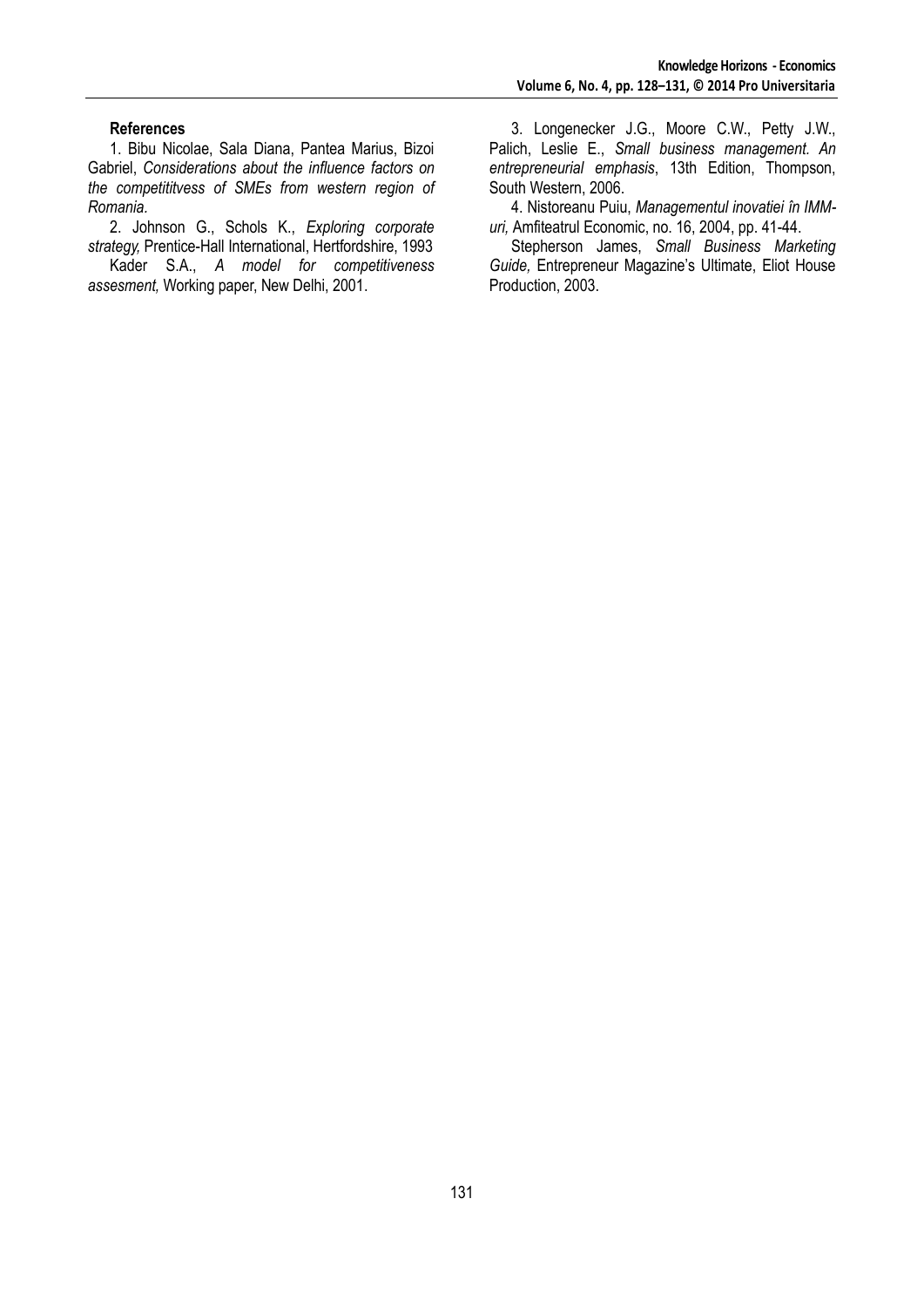**References**

1. Bibu Nicolae, Sala Diana, Pantea Marius, Bizoi Gabriel, *Considerations about the influence factors on the competititvess of SMEs from western region of Romania.*

2. Johnson G., Schols K., *Exploring corporate strategy,* Prentice-Hall International, Hertfordshire, 1993

Kader S.A., *A model for competitiveness assesment,* Working paper, New Delhi, 2001.

3. Longenecker J.G., Moore C.W., Petty J.W., Palich, Leslie E., *Small business management. An entrepreneurial emphasis*, 13th Edition, Thompson, South Western, 2006.

4. Nistoreanu Puiu, *Managementul inovatiei în IMM-uri,* Amfiteatrul Economic, no. 16, 2004, pp. 41-44.

Stepherson James, *Small Business Marketing Guide,* Entrepreneur Magazine's Ultimate, Eliot House Production, 2003.